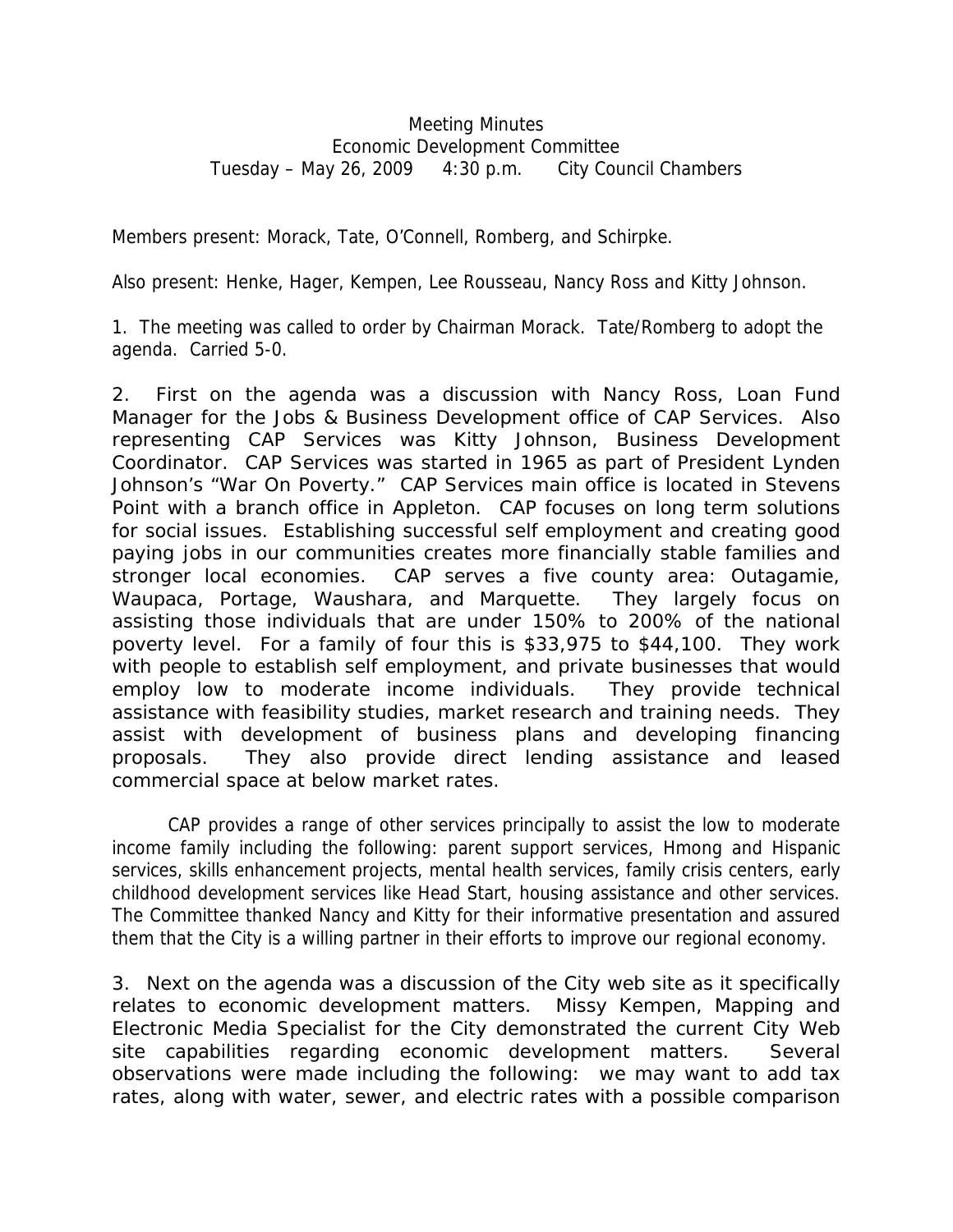Meeting Minutes
Economic Development Committee
Tuesday – May 26, 2009 4:30 p.m. City Council Chambers

Members present: Morack, Tate, O'Connell, Romberg, and Schirpke.

Also present: Henke, Hager, Kempen, Lee Rousseau, Nancy Ross and Kitty Johnson.

1. The meeting was called to order by Chairman Morack. Tate/Romberg to adopt the agenda. Carried 5-0.

2. First on the agenda was a discussion with Nancy Ross, Loan Fund Manager for the Jobs & Business Development office of CAP Services. Also representing CAP Services was Kitty Johnson, Business Development Coordinator. CAP Services was started in 1965 as part of President Lynden Johnson's "War On Poverty." CAP Services main office is located in Stevens Point with a branch office in Appleton. CAP focuses on long term solutions for social issues. Establishing successful self employment and creating good paying jobs in our communities creates more financially stable families and stronger local economies. CAP serves a five county area: Outagamie, Waupaca, Portage, Waushara, and Marquette. They largely focus on assisting those individuals that are under 150% to 200% of the national poverty level. For a family of four this is $33,975 to $44,100. They work with people to establish self employment, and private businesses that would employ low to moderate income individuals. They provide technical assistance with feasibility studies, market research and training needs. They assist with development of business plans and developing financing proposals. They also provide direct lending assistance and leased commercial space at below market rates.

CAP provides a range of other services principally to assist the low to moderate income family including the following: parent support services, Hmong and Hispanic services, skills enhancement projects, mental health services, family crisis centers, early childhood development services like Head Start, housing assistance and other services. The Committee thanked Nancy and Kitty for their informative presentation and assured them that the City is a willing partner in their efforts to improve our regional economy.

3. Next on the agenda was a discussion of the City web site as it specifically relates to economic development matters. Missy Kempen, Mapping and Electronic Media Specialist for the City demonstrated the current City Web site capabilities regarding economic development matters. Several observations were made including the following: we may want to add tax rates, along with water, sewer, and electric rates with a possible comparison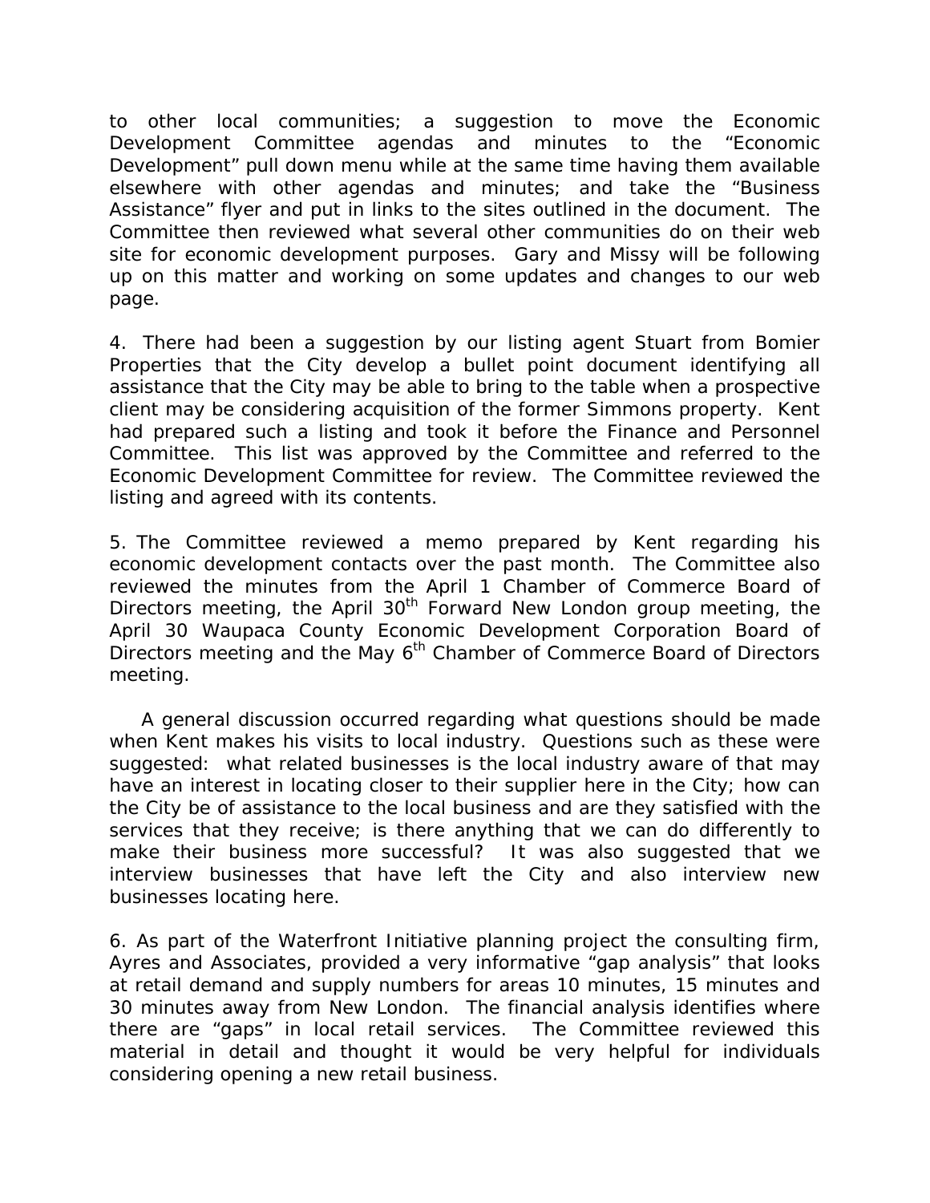to other local communities; a suggestion to move the Economic Development Committee agendas and minutes to the "Economic Development" pull down menu while at the same time having them available elsewhere with other agendas and minutes; and take the "Business Assistance" flyer and put in links to the sites outlined in the document. The Committee then reviewed what several other communities do on their web site for economic development purposes. Gary and Missy will be following up on this matter and working on some updates and changes to our web page.

4. There had been a suggestion by our listing agent Stuart from Bomier Properties that the City develop a bullet point document identifying all assistance that the City may be able to bring to the table when a prospective client may be considering acquisition of the former Simmons property. Kent had prepared such a listing and took it before the Finance and Personnel Committee. This list was approved by the Committee and referred to the Economic Development Committee for review. The Committee reviewed the listing and agreed with its contents.

5. The Committee reviewed a memo prepared by Kent regarding his economic development contacts over the past month. The Committee also reviewed the minutes from the April 1 Chamber of Commerce Board of Directors meeting, the April 30th Forward New London group meeting, the April 30 Waupaca County Economic Development Corporation Board of Directors meeting and the May 6th Chamber of Commerce Board of Directors meeting.

A general discussion occurred regarding what questions should be made when Kent makes his visits to local industry. Questions such as these were suggested: what related businesses is the local industry aware of that may have an interest in locating closer to their supplier here in the City; how can the City be of assistance to the local business and are they satisfied with the services that they receive; is there anything that we can do differently to make their business more successful? It was also suggested that we interview businesses that have left the City and also interview new businesses locating here.

6. As part of the Waterfront Initiative planning project the consulting firm, Ayres and Associates, provided a very informative "gap analysis" that looks at retail demand and supply numbers for areas 10 minutes, 15 minutes and 30 minutes away from New London. The financial analysis identifies where there are "gaps" in local retail services. The Committee reviewed this material in detail and thought it would be very helpful for individuals considering opening a new retail business.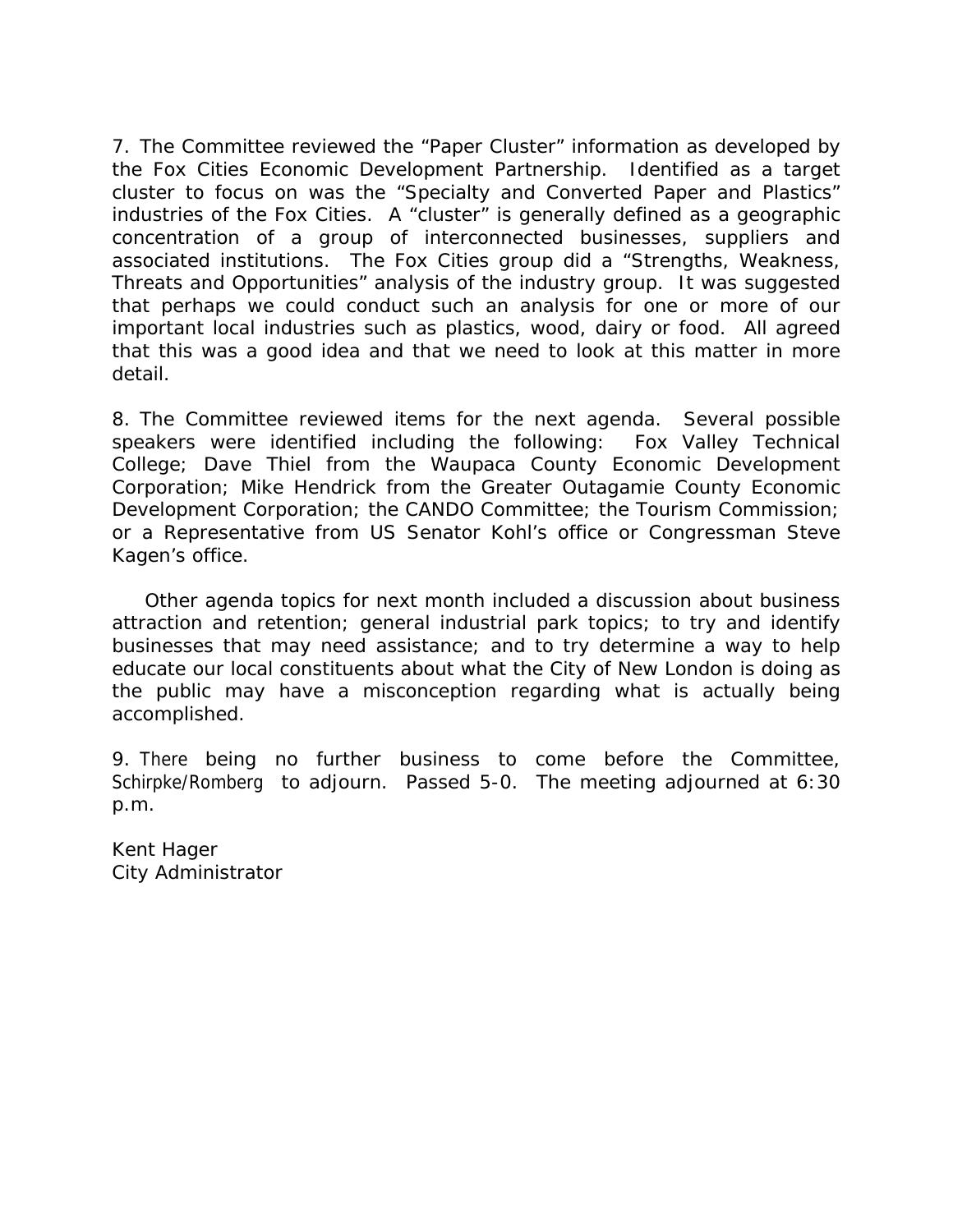7. The Committee reviewed the "Paper Cluster" information as developed by the Fox Cities Economic Development Partnership. Identified as a target cluster to focus on was the "Specialty and Converted Paper and Plastics" industries of the Fox Cities. A "cluster" is generally defined as a geographic concentration of a group of interconnected businesses, suppliers and associated institutions. The Fox Cities group did a "Strengths, Weakness, Threats and Opportunities" analysis of the industry group. It was suggested that perhaps we could conduct such an analysis for one or more of our important local industries such as plastics, wood, dairy or food. All agreed that this was a good idea and that we need to look at this matter in more detail.

8. The Committee reviewed items for the next agenda. Several possible speakers were identified including the following: Fox Valley Technical College; Dave Thiel from the Waupaca County Economic Development Corporation; Mike Hendrick from the Greater Outagamie County Economic Development Corporation; the CANDO Committee; the Tourism Commission; or a Representative from US Senator Kohl's office or Congressman Steve Kagen's office.

Other agenda topics for next month included a discussion about business attraction and retention; general industrial park topics; to try and identify businesses that may need assistance; and to try determine a way to help educate our local constituents about what the City of New London is doing as the public may have a misconception regarding what is actually being accomplished.

9. There being no further business to come before the Committee, Schirpke/Romberg to adjourn. Passed 5-0. The meeting adjourned at 6:30 p.m.

Kent Hager
City Administrator